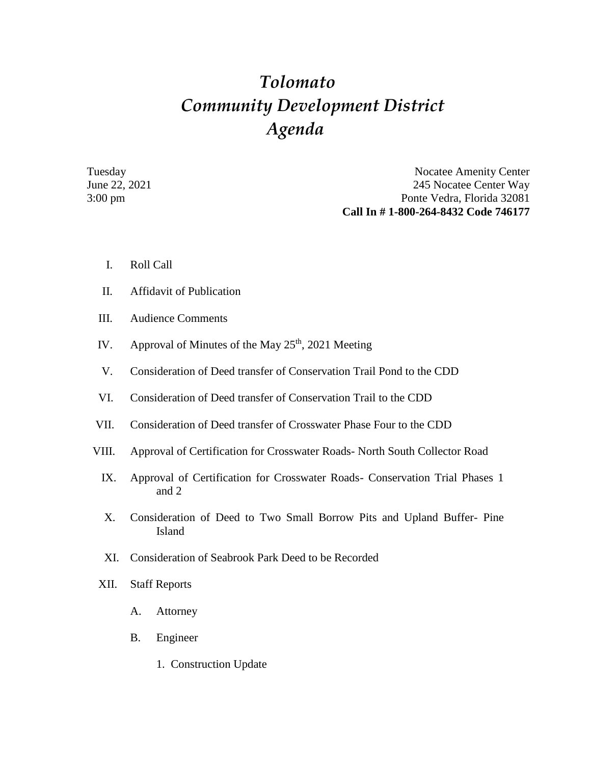# *Tolomato*
# *Community Development District*
# *Agenda*

Tuesday
June 22, 2021
3:00 pm

Nocatee Amenity Center
245 Nocatee Center Way
Ponte Vedra, Florida 32081
**Call In # 1-800-264-8432 Code 746177**

I. Roll Call

II. Affidavit of Publication

III. Audience Comments

IV. Approval of Minutes of the May 25th, 2021 Meeting

V. Consideration of Deed transfer of Conservation Trail Pond to the CDD

VI. Consideration of Deed transfer of Conservation Trail to the CDD

VII. Consideration of Deed transfer of Crosswater Phase Four to the CDD

VIII. Approval of Certification for Crosswater Roads- North South Collector Road

IX. Approval of Certification for Crosswater Roads- Conservation Trial Phases 1 and 2

X. Consideration of Deed to Two Small Borrow Pits and Upland Buffer- Pine Island

XI. Consideration of Seabrook Park Deed to be Recorded

XII. Staff Reports

   A. Attorney

   B. Engineer

      1. Construction Update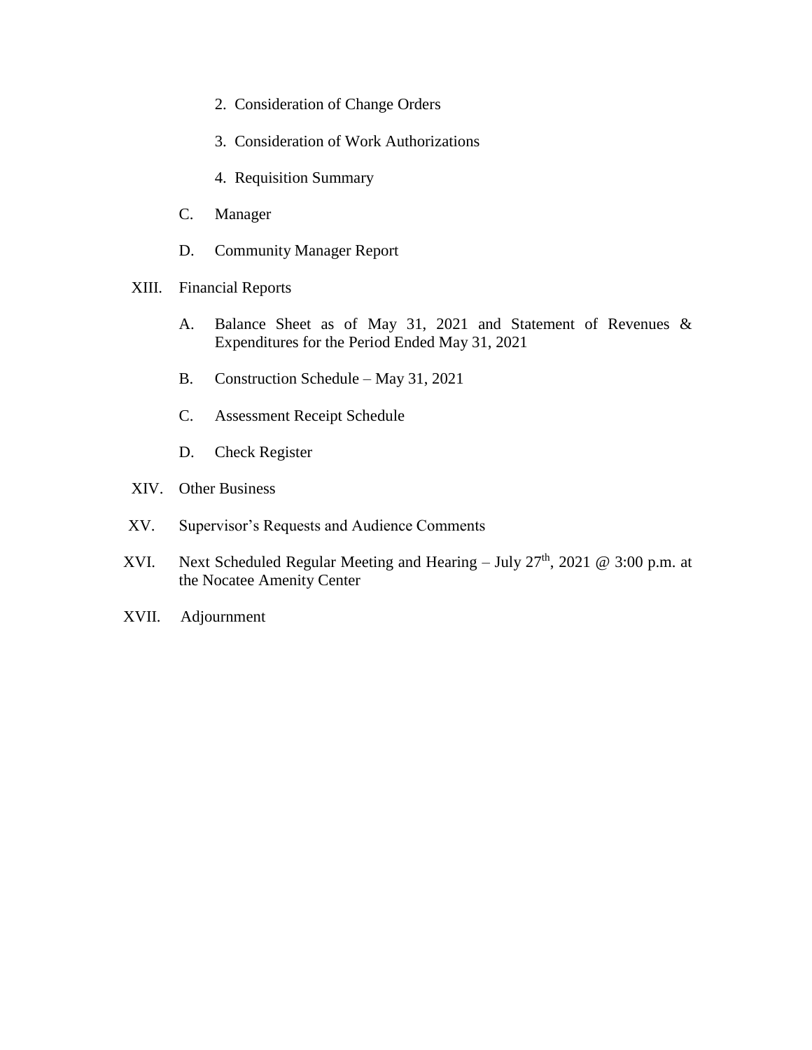2. Consideration of Change Orders

3. Consideration of Work Authorizations

4. Requisition Summary

C. Manager

D. Community Manager Report

XIII. Financial Reports

A. Balance Sheet as of May 31, 2021 and Statement of Revenues & Expenditures for the Period Ended May 31, 2021

B. Construction Schedule – May 31, 2021

C. Assessment Receipt Schedule

D. Check Register

XIV. Other Business

XV. Supervisor's Requests and Audience Comments

XVI. Next Scheduled Regular Meeting and Hearing – July 27th, 2021 @ 3:00 p.m. at the Nocatee Amenity Center

XVII. Adjournment